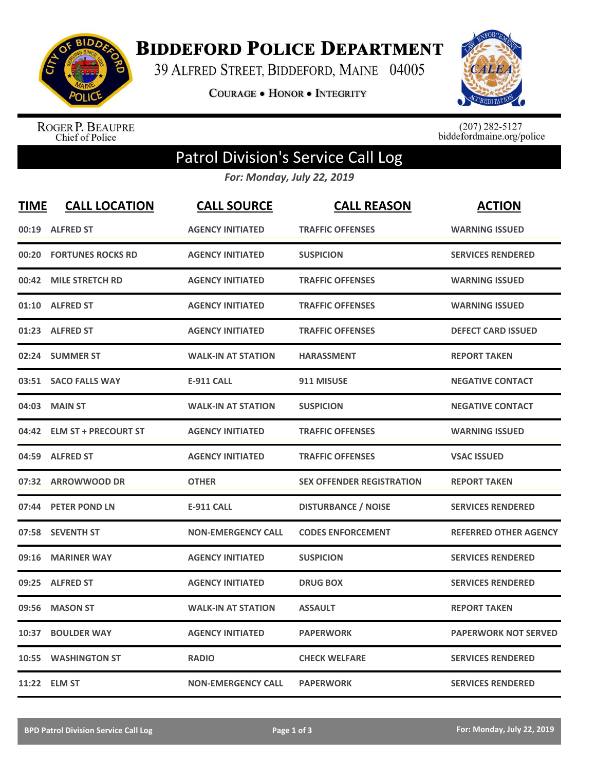# Biddeford Police Department

39 Alfred Street, Biddeford, Maine 04005

Courage • Honor • Integrity

Roger P. Beaupre
Chief of Police

(207) 282-5127
biddefordmaine.org/police

## Patrol Division's Service Call Log

*For: Monday, July 22, 2019*

| TIME | CALL LOCATION | CALL SOURCE | CALL REASON | ACTION |
|---|---|---|---|---|
| 00:19 | ALFRED ST | AGENCY INITIATED | TRAFFIC OFFENSES | WARNING ISSUED |
| 00:20 | FORTUNES ROCKS RD | AGENCY INITIATED | SUSPICION | SERVICES RENDERED |
| 00:42 | MILE STRETCH RD | AGENCY INITIATED | TRAFFIC OFFENSES | WARNING ISSUED |
| 01:10 | ALFRED ST | AGENCY INITIATED | TRAFFIC OFFENSES | WARNING ISSUED |
| 01:23 | ALFRED ST | AGENCY INITIATED | TRAFFIC OFFENSES | DEFECT CARD ISSUED |
| 02:24 | SUMMER ST | WALK-IN AT STATION | HARASSMENT | REPORT TAKEN |
| 03:51 | SACO FALLS WAY | E-911 CALL | 911 MISUSE | NEGATIVE CONTACT |
| 04:03 | MAIN ST | WALK-IN AT STATION | SUSPICION | NEGATIVE CONTACT |
| 04:42 | ELM ST + PRECOURT ST | AGENCY INITIATED | TRAFFIC OFFENSES | WARNING ISSUED |
| 04:59 | ALFRED ST | AGENCY INITIATED | TRAFFIC OFFENSES | VSAC ISSUED |
| 07:32 | ARROWWOOD DR | OTHER | SEX OFFENDER REGISTRATION | REPORT TAKEN |
| 07:44 | PETER POND LN | E-911 CALL | DISTURBANCE / NOISE | SERVICES RENDERED |
| 07:58 | SEVENTH ST | NON-EMERGENCY CALL | CODES ENFORCEMENT | REFERRED OTHER AGENCY |
| 09:16 | MARINER WAY | AGENCY INITIATED | SUSPICION | SERVICES RENDERED |
| 09:25 | ALFRED ST | AGENCY INITIATED | DRUG BOX | SERVICES RENDERED |
| 09:56 | MASON ST | WALK-IN AT STATION | ASSAULT | REPORT TAKEN |
| 10:37 | BOULDER WAY | AGENCY INITIATED | PAPERWORK | PAPERWORK NOT SERVED |
| 10:55 | WASHINGTON ST | RADIO | CHECK WELFARE | SERVICES RENDERED |
| 11:22 | ELM ST | NON-EMERGENCY CALL | PAPERWORK | SERVICES RENDERED |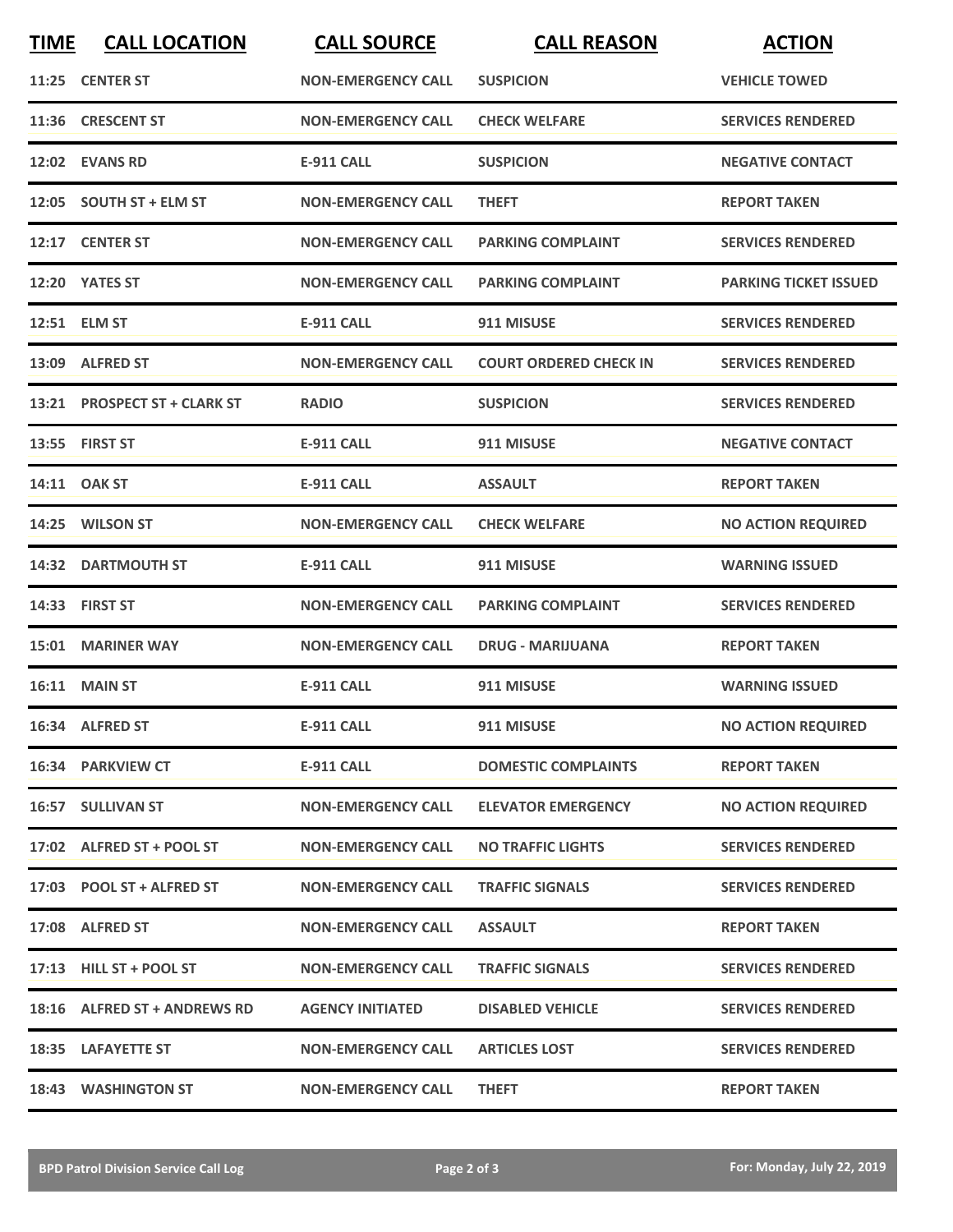| TIME | CALL LOCATION | CALL SOURCE | CALL REASON | ACTION |
|---|---|---|---|---|
| 11:25 | CENTER ST | NON-EMERGENCY CALL | SUSPICION | VEHICLE TOWED |
| 11:36 | CRESCENT ST | NON-EMERGENCY CALL | CHECK WELFARE | SERVICES RENDERED |
| 12:02 | EVANS RD | E-911 CALL | SUSPICION | NEGATIVE CONTACT |
| 12:05 | SOUTH ST + ELM ST | NON-EMERGENCY CALL | THEFT | REPORT TAKEN |
| 12:17 | CENTER ST | NON-EMERGENCY CALL | PARKING COMPLAINT | SERVICES RENDERED |
| 12:20 | YATES ST | NON-EMERGENCY CALL | PARKING COMPLAINT | PARKING TICKET ISSUED |
| 12:51 | ELM ST | E-911 CALL | 911 MISUSE | SERVICES RENDERED |
| 13:09 | ALFRED ST | NON-EMERGENCY CALL | COURT ORDERED CHECK IN | SERVICES RENDERED |
| 13:21 | PROSPECT ST + CLARK ST | RADIO | SUSPICION | SERVICES RENDERED |
| 13:55 | FIRST ST | E-911 CALL | 911 MISUSE | NEGATIVE CONTACT |
| 14:11 | OAK ST | E-911 CALL | ASSAULT | REPORT TAKEN |
| 14:25 | WILSON ST | NON-EMERGENCY CALL | CHECK WELFARE | NO ACTION REQUIRED |
| 14:32 | DARTMOUTH ST | E-911 CALL | 911 MISUSE | WARNING ISSUED |
| 14:33 | FIRST ST | NON-EMERGENCY CALL | PARKING COMPLAINT | SERVICES RENDERED |
| 15:01 | MARINER WAY | NON-EMERGENCY CALL | DRUG - MARIJUANA | REPORT TAKEN |
| 16:11 | MAIN ST | E-911 CALL | 911 MISUSE | WARNING ISSUED |
| 16:34 | ALFRED ST | E-911 CALL | 911 MISUSE | NO ACTION REQUIRED |
| 16:34 | PARKVIEW CT | E-911 CALL | DOMESTIC COMPLAINTS | REPORT TAKEN |
| 16:57 | SULLIVAN ST | NON-EMERGENCY CALL | ELEVATOR EMERGENCY | NO ACTION REQUIRED |
| 17:02 | ALFRED ST + POOL ST | NON-EMERGENCY CALL | NO TRAFFIC LIGHTS | SERVICES RENDERED |
| 17:03 | POOL ST + ALFRED ST | NON-EMERGENCY CALL | TRAFFIC SIGNALS | SERVICES RENDERED |
| 17:08 | ALFRED ST | NON-EMERGENCY CALL | ASSAULT | REPORT TAKEN |
| 17:13 | HILL ST + POOL ST | NON-EMERGENCY CALL | TRAFFIC SIGNALS | SERVICES RENDERED |
| 18:16 | ALFRED ST + ANDREWS RD | AGENCY INITIATED | DISABLED VEHICLE | SERVICES RENDERED |
| 18:35 | LAFAYETTE ST | NON-EMERGENCY CALL | ARTICLES LOST | SERVICES RENDERED |
| 18:43 | WASHINGTON ST | NON-EMERGENCY CALL | THEFT | REPORT TAKEN |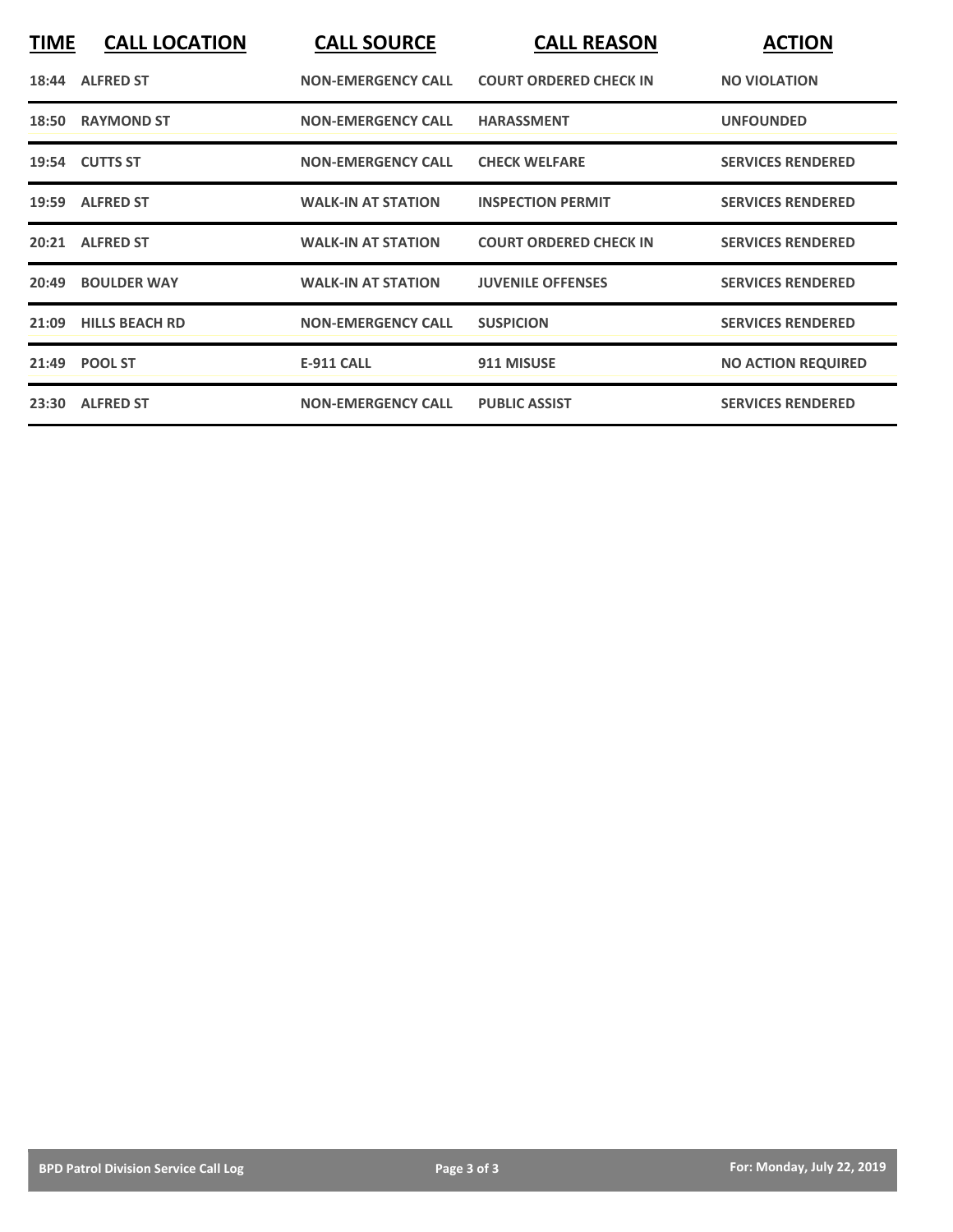| TIME | CALL LOCATION | CALL SOURCE | CALL REASON | ACTION |
|---|---|---|---|---|
| 18:44 | ALFRED ST | NON-EMERGENCY CALL | COURT ORDERED CHECK IN | NO VIOLATION |
| 18:50 | RAYMOND ST | NON-EMERGENCY CALL | HARASSMENT | UNFOUNDED |
| 19:54 | CUTTS ST | NON-EMERGENCY CALL | CHECK WELFARE | SERVICES RENDERED |
| 19:59 | ALFRED ST | WALK-IN AT STATION | INSPECTION PERMIT | SERVICES RENDERED |
| 20:21 | ALFRED ST | WALK-IN AT STATION | COURT ORDERED CHECK IN | SERVICES RENDERED |
| 20:49 | BOULDER WAY | WALK-IN AT STATION | JUVENILE OFFENSES | SERVICES RENDERED |
| 21:09 | HILLS BEACH RD | NON-EMERGENCY CALL | SUSPICION | SERVICES RENDERED |
| 21:49 | POOL ST | E-911 CALL | 911 MISUSE | NO ACTION REQUIRED |
| 23:30 | ALFRED ST | NON-EMERGENCY CALL | PUBLIC ASSIST | SERVICES RENDERED |